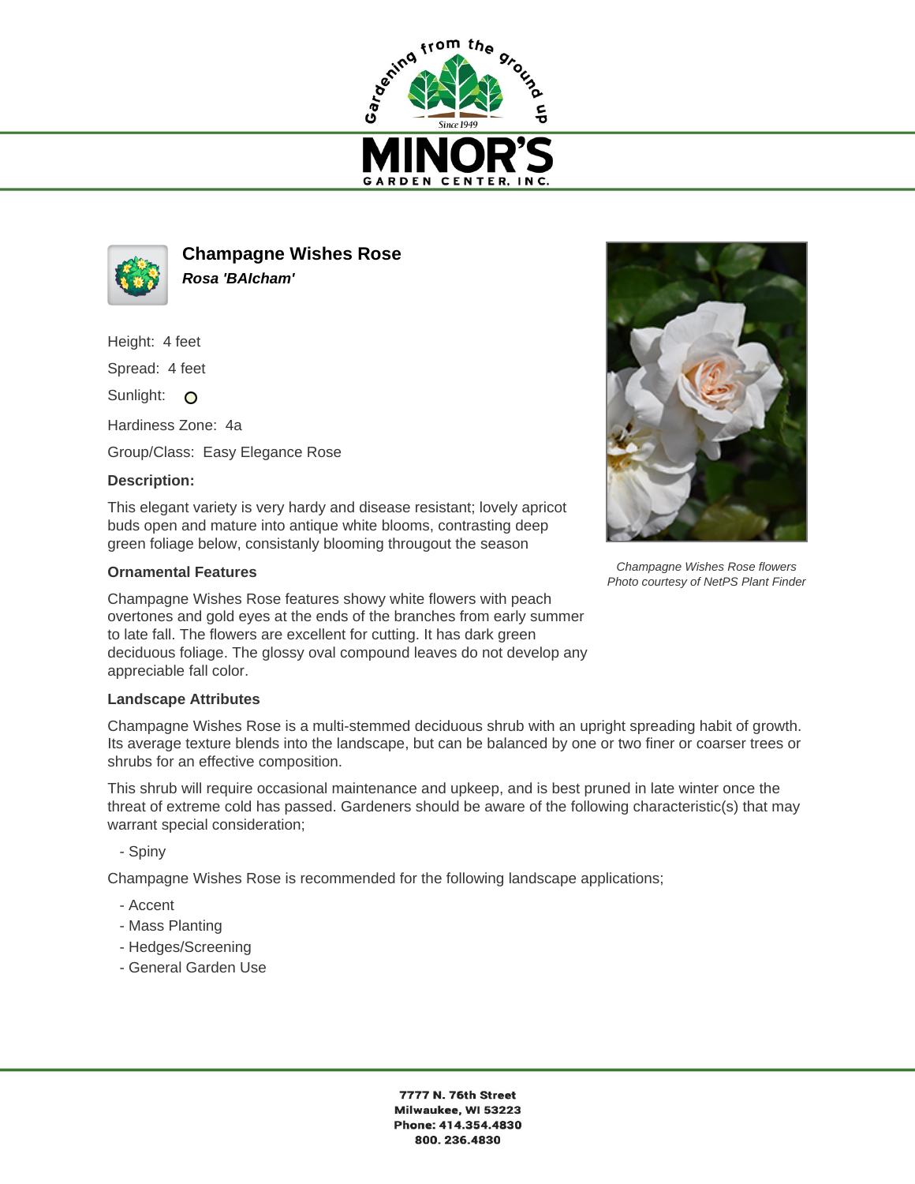# Champagne Wishes Rose

***Rosa 'BAIcham'***

Height: 4 feet

Spread: 4 feet

Sunlight:

Hardiness Zone: 4a

Group/Class: Easy Elegance Rose

**Description:**

This elegant variety is very hardy and disease resistant; lovely apricot buds open and mature into antique white blooms, contrasting deep green foliage below, consistanly blooming througout the season

*Champagne Wishes Rose flowers*
*Photo courtesy of NetPS Plant Finder*

### Ornamental Features

Champagne Wishes Rose features showy white flowers with peach overtones and gold eyes at the ends of the branches from early summer to late fall. The flowers are excellent for cutting. It has dark green deciduous foliage. The glossy oval compound leaves do not develop any appreciable fall color.

### Landscape Attributes

Champagne Wishes Rose is a multi-stemmed deciduous shrub with an upright spreading habit of growth. Its average texture blends into the landscape, but can be balanced by one or two finer or coarser trees or shrubs for an effective composition.

This shrub will require occasional maintenance and upkeep, and is best pruned in late winter once the threat of extreme cold has passed. Gardeners should be aware of the following characteristic(s) that may warrant special consideration;

- Spiny

Champagne Wishes Rose is recommended for the following landscape applications;

- Accent
- Mass Planting
- Hedges/Screening
- General Garden Use

**7777 N. 76th Street**
**Milwaukee, WI 53223**
**Phone: 414.354.4830**
**800. 236.4830**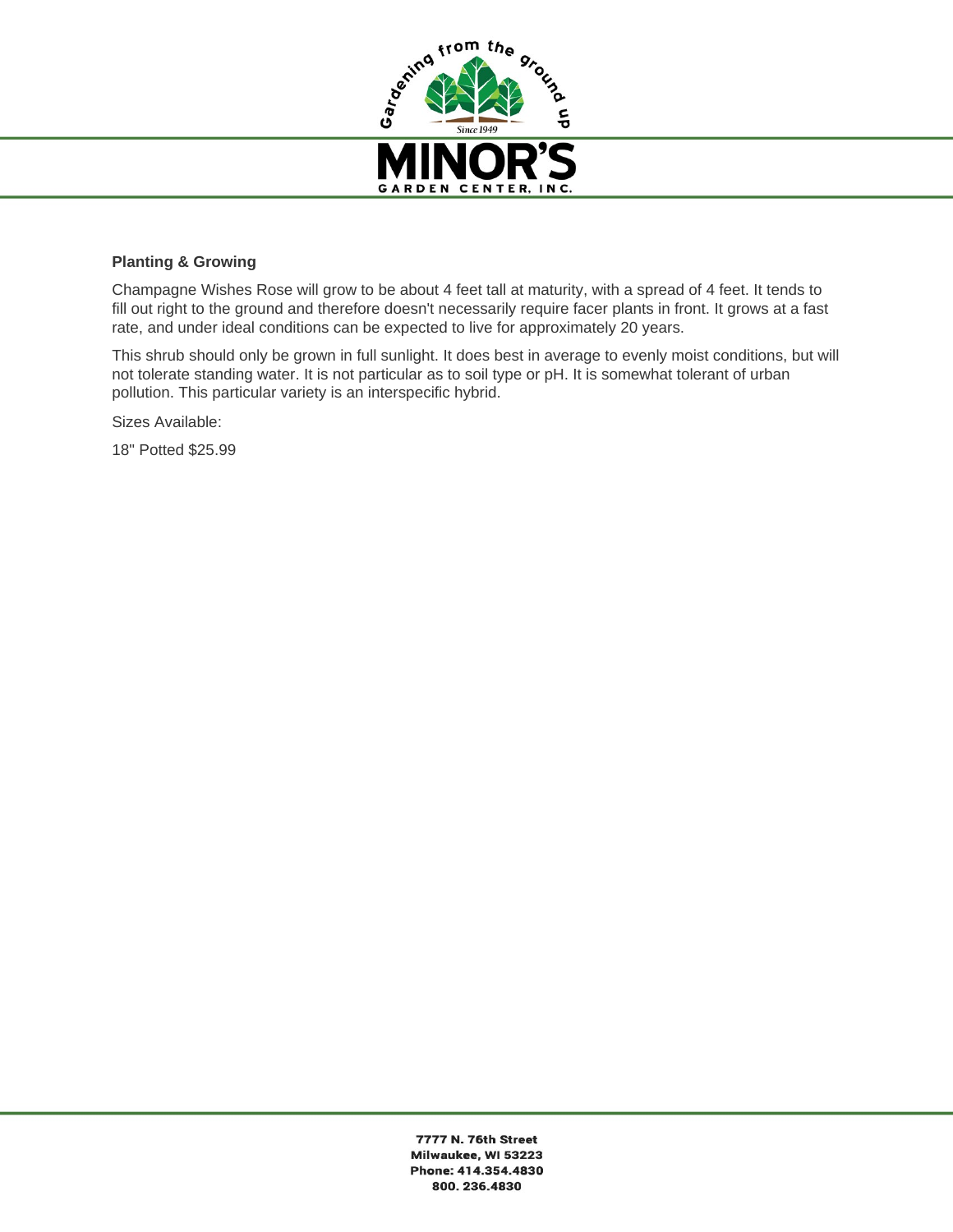**Planting & Growing**

Champagne Wishes Rose will grow to be about 4 feet tall at maturity, with a spread of 4 feet. It tends to fill out right to the ground and therefore doesn't necessarily require facer plants in front. It grows at a fast rate, and under ideal conditions can be expected to live for approximately 20 years.

This shrub should only be grown in full sunlight. It does best in average to evenly moist conditions, but will not tolerate standing water. It is not particular as to soil type or pH. It is somewhat tolerant of urban pollution. This particular variety is an interspecific hybrid.

Sizes Available:

18" Potted $25.99